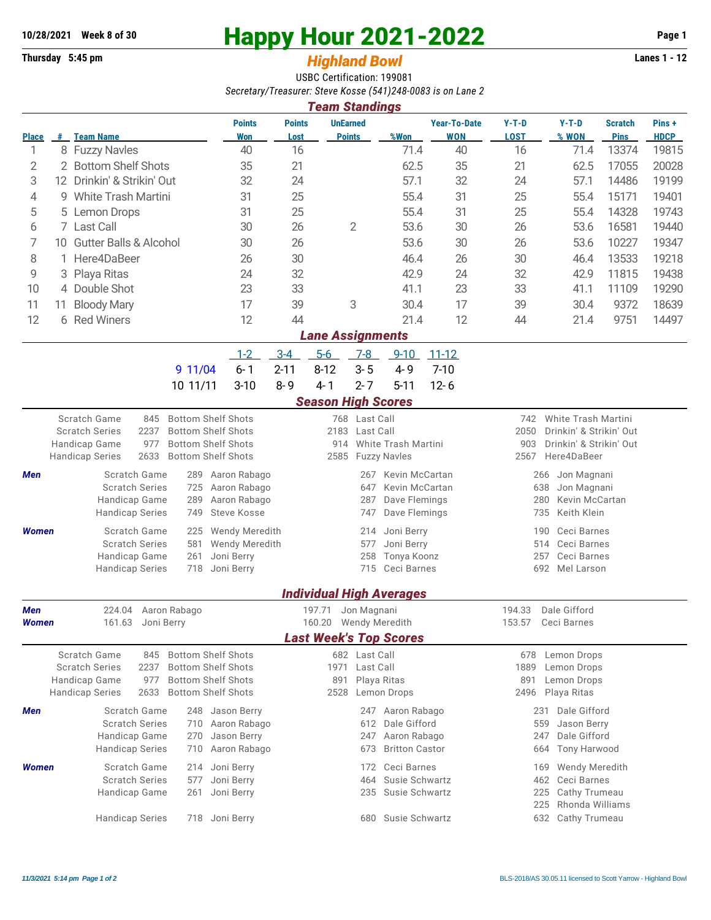10/28/2021 Week 8 of 30

Thursday 5:45 pm

# Happy Hour 2021-2022

## *Highland Bowl*

Lanes 1 - 12

USBC Certification: 199081

*Secretary/Treasurer: Steve Kosse (541)248-0083 is on Lane 2*

### *Team Standings*

| Place | # | Team Name | Points Won | Points Lost | UnEarned Points | %Won | Year-To-Date WON | Y-T-D LOST | Y-T-D % WON | Scratch Pins | Pins + HDCP |
|---|---|---|---|---|---|---|---|---|---|---|---|
| 1 | 8 | Fuzzy Navles | 40 | 16 | | 71.4 | 40 | 16 | 71.4 | 13374 | 19815 |
| 2 | 2 | Bottom Shelf Shots | 35 | 21 | | 62.5 | 35 | 21 | 62.5 | 17055 | 20028 |
| 3 | 12 | Drinkin' & Strikin' Out | 32 | 24 | | 57.1 | 32 | 24 | 57.1 | 14486 | 19199 |
| 4 | 9 | White Trash Martini | 31 | 25 | | 55.4 | 31 | 25 | 55.4 | 15171 | 19401 |
| 5 | 5 | Lemon Drops | 31 | 25 | | 55.4 | 31 | 25 | 55.4 | 14328 | 19743 |
| 6 | 7 | Last Call | 30 | 26 | 2 | 53.6 | 30 | 26 | 53.6 | 16581 | 19440 |
| 7 | 10 | Gutter Balls & Alcohol | 30 | 26 | | 53.6 | 30 | 26 | 53.6 | 10227 | 19347 |
| 8 | 1 | Here4DaBeer | 26 | 30 | | 46.4 | 26 | 30 | 46.4 | 13533 | 19218 |
| 9 | 3 | Playa Ritas | 24 | 32 | | 42.9 | 24 | 32 | 42.9 | 11815 | 19438 |
| 10 | 4 | Double Shot | 23 | 33 | | 41.1 | 23 | 33 | 41.1 | 11109 | 19290 |
| 11 | 11 | Bloody Mary | 17 | 39 | 3 | 30.4 | 17 | 39 | 30.4 | 9372 | 18639 |
| 12 | 6 | Red Winers | 12 | 44 | | 21.4 | 12 | 44 | 21.4 | 9751 | 14497 |

### *Lane Assignments*

| | 1-2 | 3-4 | 5-6 | 7-8 | 9-10 | 11-12 |
|---|---|---|---|---|---|---|
| 9 11/04 | 6- 1 | 2-11 | 8-12 | 3- 5 | 4- 9 | 7-10 |
| 10 11/11 | 3-10 | 8- 9 | 4- 1 | 2- 7 | 5-11 | 12- 6 |

### *Season High Scores*

| | | | | | | |
|---|---|---|---|---|---|---|
| Scratch Game | 845 | Bottom Shelf Shots | 768 | Last Call | 742 | White Trash Martini |
| Scratch Series | 2237 | Bottom Shelf Shots | 2183 | Last Call | 2050 | Drinkin' & Strikin' Out |
| Handicap Game | 977 | Bottom Shelf Shots | 914 | White Trash Martini | 903 | Drinkin' & Strikin' Out |
| Handicap Series | 2633 | Bottom Shelf Shots | 2585 | Fuzzy Navles | 2567 | Here4DaBeer |

| | | | | | | | |
|---|---|---|---|---|---|---|---|
| **Men** | Scratch Game | 289 | Aaron Rabago | 267 | Kevin McCartan | 266 | Jon Magnani |
| | Scratch Series | 725 | Aaron Rabago | 647 | Kevin McCartan | 638 | Jon Magnani |
| | Handicap Game | 289 | Aaron Rabago | 287 | Dave Flemings | 280 | Kevin McCartan |
| | Handicap Series | 749 | Steve Kosse | 747 | Dave Flemings | 735 | Keith Klein |
| **Women** | Scratch Game | 225 | Wendy Meredith | 214 | Joni Berry | 190 | Ceci Barnes |
| | Scratch Series | 581 | Wendy Meredith | 577 | Joni Berry | 514 | Ceci Barnes |
| | Handicap Game | 261 | Joni Berry | 258 | Tonya Koonz | 257 | Ceci Barnes |
| | Handicap Series | 718 | Joni Berry | 715 | Ceci Barnes | 692 | Mel Larson |

### *Individual High Averages*

| | | | | | | |
|---|---|---|---|---|---|---|
| **Men** | 224.04 | Aaron Rabago | 197.71 | Jon Magnani | 194.33 | Dale Gifford |
| **Women** | 161.63 | Joni Berry | 160.20 | Wendy Meredith | 153.57 | Ceci Barnes |

### *Last Week's Top Scores*

| | | | | | | |
|---|---|---|---|---|---|---|
| Scratch Game | 845 | Bottom Shelf Shots | 682 | Last Call | 678 | Lemon Drops |
| Scratch Series | 2237 | Bottom Shelf Shots | 1971 | Last Call | 1889 | Lemon Drops |
| Handicap Game | 977 | Bottom Shelf Shots | 891 | Playa Ritas | 891 | Lemon Drops |
| Handicap Series | 2633 | Bottom Shelf Shots | 2528 | Lemon Drops | 2496 | Playa Ritas |

| | | | | | | | |
|---|---|---|---|---|---|---|---|
| **Men** | Scratch Game | 248 | Jason Berry | 247 | Aaron Rabago | 231 | Dale Gifford |
| | Scratch Series | 710 | Aaron Rabago | 612 | Dale Gifford | 559 | Jason Berry |
| | Handicap Game | 270 | Jason Berry | 247 | Aaron Rabago | 247 | Dale Gifford |
| | Handicap Series | 710 | Aaron Rabago | 673 | Britton Castor | 664 | Tony Harwood |
| **Women** | Scratch Game | 214 | Joni Berry | 172 | Ceci Barnes | 169 | Wendy Meredith |
| | Scratch Series | 577 | Joni Berry | 464 | Susie Schwartz | 462 | Ceci Barnes |
| | Handicap Game | 261 | Joni Berry | 235 | Susie Schwartz | 225 | Cathy Trumeau |
| | | | | | | 225 | Rhonda Williams |
| | Handicap Series | 718 | Joni Berry | 680 | Susie Schwartz | 632 | Cathy Trumeau |

*11/3/2021 5:14 pm*

BLS-2018/AS 30.05.11 licensed to Scott Yarrow - Highland Bowl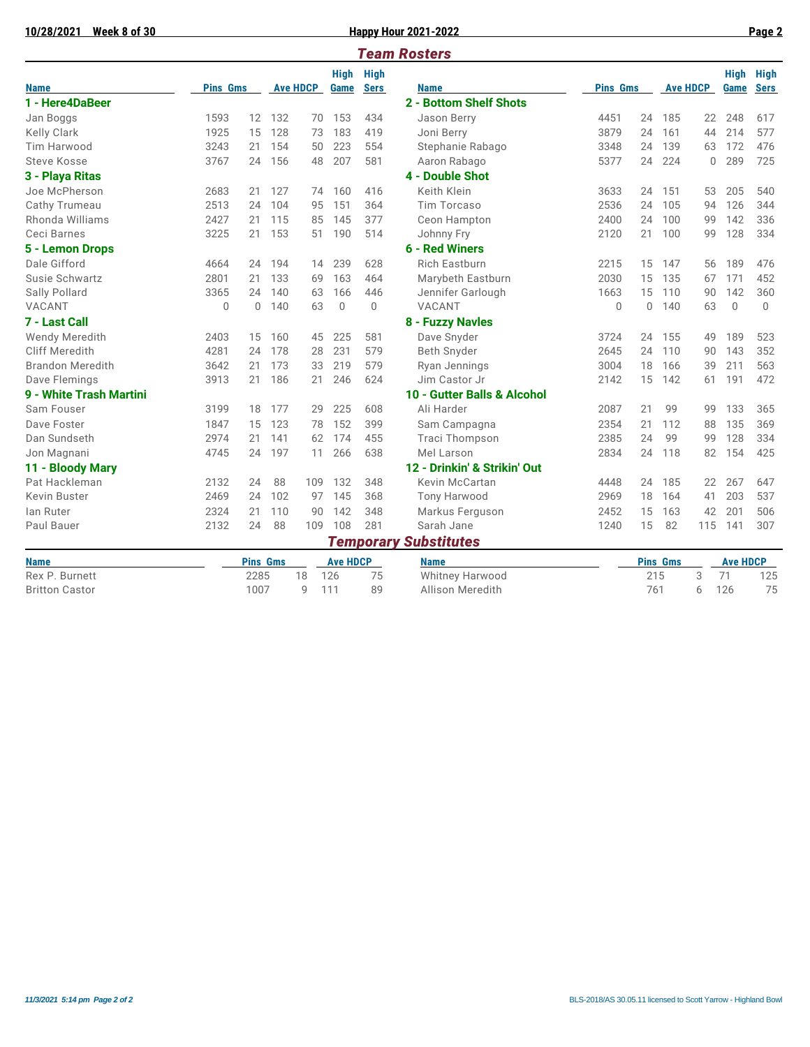## Team Rosters

| Name | Pins | Gms | Ave | HDCP | High Game | High Sers | Name | Pins | Gms | Ave | HDCP | High Game | High Sers |
|---|---|---|---|---|---|---|---|---|---|---|---|---|---|
| **1 - Here4DaBeer** | | | | | | | **2 - Bottom Shelf Shots** | | | | | | |
| Jan Boggs | 1593 | 12 | 132 | 70 | 153 | 434 | Jason Berry | 4451 | 24 | 185 | 22 | 248 | 617 |
| Kelly Clark | 1925 | 15 | 128 | 73 | 183 | 419 | Joni Berry | 3879 | 24 | 161 | 44 | 214 | 577 |
| Tim Harwood | 3243 | 21 | 154 | 50 | 223 | 554 | Stephanie Rabago | 3348 | 24 | 139 | 63 | 172 | 476 |
| Steve Kosse | 3767 | 24 | 156 | 48 | 207 | 581 | Aaron Rabago | 5377 | 24 | 224 | 0 | 289 | 725 |
| **3 - Playa Ritas** | | | | | | | **4 - Double Shot** | | | | | | |
| Joe McPherson | 2683 | 21 | 127 | 74 | 160 | 416 | Keith Klein | 3633 | 24 | 151 | 53 | 205 | 540 |
| Cathy Trumeau | 2513 | 24 | 104 | 95 | 151 | 364 | Tim Torcaso | 2536 | 24 | 105 | 94 | 126 | 344 |
| Rhonda Williams | 2427 | 21 | 115 | 85 | 145 | 377 | Ceon Hampton | 2400 | 24 | 100 | 99 | 142 | 336 |
| Ceci Barnes | 3225 | 21 | 153 | 51 | 190 | 514 | Johnny Fry | 2120 | 21 | 100 | 99 | 128 | 334 |
| **5 - Lemon Drops** | | | | | | | **6 - Red Winers** | | | | | | |
| Dale Gifford | 4664 | 24 | 194 | 14 | 239 | 628 | Rich Eastburn | 2215 | 15 | 147 | 56 | 189 | 476 |
| Susie Schwartz | 2801 | 21 | 133 | 69 | 163 | 464 | Marybeth Eastburn | 2030 | 15 | 135 | 67 | 171 | 452 |
| Sally Pollard | 3365 | 24 | 140 | 63 | 166 | 446 | Jennifer Garlough | 1663 | 15 | 110 | 90 | 142 | 360 |
| VACANT | 0 | 0 | 140 | 63 | 0 | 0 | VACANT | 0 | 0 | 140 | 63 | 0 | 0 |
| **7 - Last Call** | | | | | | | **8 - Fuzzy Navles** | | | | | | |
| Wendy Meredith | 2403 | 15 | 160 | 45 | 225 | 581 | Dave Snyder | 3724 | 24 | 155 | 49 | 189 | 523 |
| Cliff Meredith | 4281 | 24 | 178 | 28 | 231 | 579 | Beth Snyder | 2645 | 24 | 110 | 90 | 143 | 352 |
| Brandon Meredith | 3642 | 21 | 173 | 33 | 219 | 579 | Ryan Jennings | 3004 | 18 | 166 | 39 | 211 | 563 |
| Dave Flemings | 3913 | 21 | 186 | 21 | 246 | 624 | Jim Castor Jr | 2142 | 15 | 142 | 61 | 191 | 472 |
| **9 - White Trash Martini** | | | | | | | **10 - Gutter Balls & Alcohol** | | | | | | |
| Sam Fouser | 3199 | 18 | 177 | 29 | 225 | 608 | Ali Harder | 2087 | 21 | 99 | 99 | 133 | 365 |
| Dave Foster | 1847 | 15 | 123 | 78 | 152 | 399 | Sam Campagna | 2354 | 21 | 112 | 88 | 135 | 369 |
| Dan Sundseth | 2974 | 21 | 141 | 62 | 174 | 455 | Traci Thompson | 2385 | 24 | 99 | 99 | 128 | 334 |
| Jon Magnani | 4745 | 24 | 197 | 11 | 266 | 638 | Mel Larson | 2834 | 24 | 118 | 82 | 154 | 425 |
| **11 - Bloody Mary** | | | | | | | **12 - Drinkin' & Strikin' Out** | | | | | | |
| Pat Hackleman | 2132 | 24 | 88 | 109 | 132 | 348 | Kevin McCartan | 4448 | 24 | 185 | 22 | 267 | 647 |
| Kevin Buster | 2469 | 24 | 102 | 97 | 145 | 368 | Tony Harwood | 2969 | 18 | 164 | 41 | 203 | 537 |
| Ian Ruter | 2324 | 21 | 110 | 90 | 142 | 348 | Markus Ferguson | 2452 | 15 | 163 | 42 | 201 | 506 |
| Paul Bauer | 2132 | 24 | 88 | 109 | 108 | 281 | Sarah Jane | 1240 | 15 | 82 | 115 | 141 | 307 |

## Temporary Substitutes

| Name | Pins | Gms | Ave | HDCP | Name | Pins | Gms | Ave | HDCP |
|---|---|---|---|---|---|---|---|---|---|
| Rex P. Burnett | 2285 | 18 | 126 | 75 | Whitney Harwood | 215 | 3 | 71 | 125 |
| Britton Castor | 1007 | 9 | 111 | 89 | Allison Meredith | 761 | 6 | 126 | 75 |